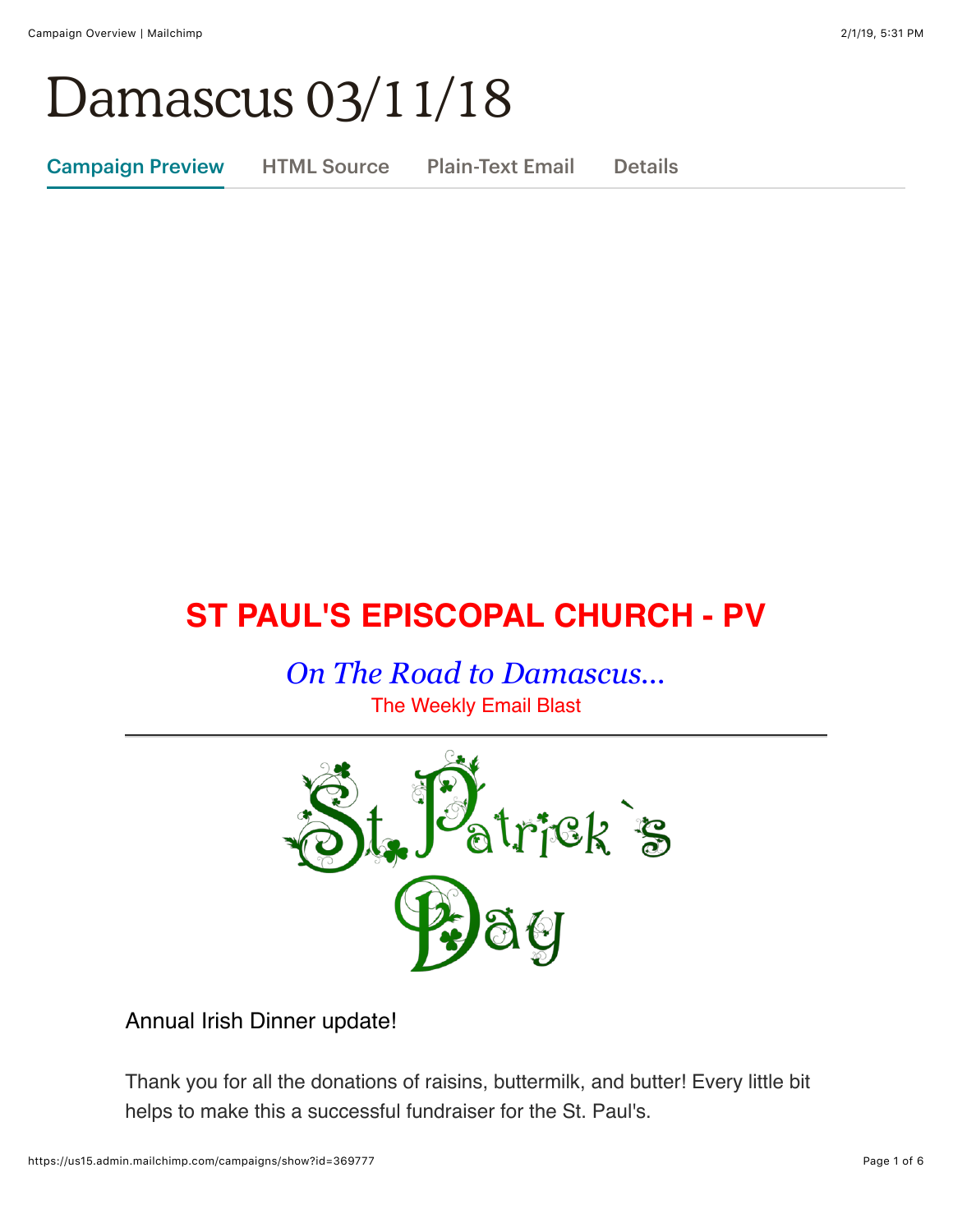# Damascus 03/11/18

Campaign Preview | HTML Source | Plain-Text Email | Details

## ST PAUL'S EPISCOPAL CHURCH - PV

*On The Road to Damascus...*

The Weekly Email Blast

---

St. Patrick`s Day

Annual Irish Dinner update!

Thank you for all the donations of raisins, buttermilk, and butter! Every little bit helps to make this a successful fundraiser for the St. Paul's.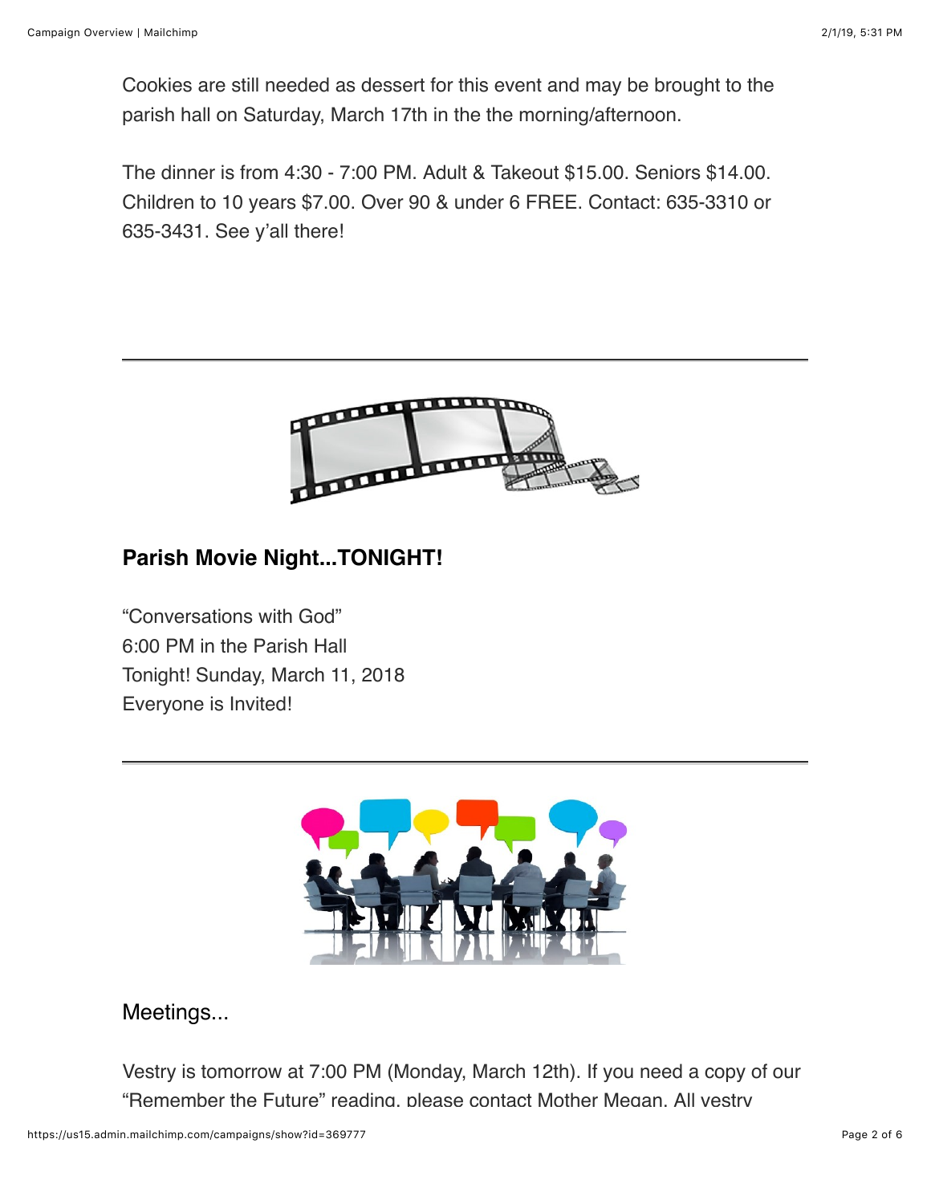Cookies are still needed as dessert for this event and may be brought to the parish hall on Saturday, March 17th in the the morning/afternoon.

The dinner is from 4:30 - 7:00 PM. Adult & Takeout $15.00. Seniors $14.00. Children to 10 years $7.00. Over 90 & under 6 FREE. Contact: 635-3310 or 635-3431. See y'all there!

---

**Parish Movie Night...TONIGHT!**

"Conversations with God"
6:00 PM in the Parish Hall
Tonight! Sunday, March 11, 2018
Everyone is Invited!

---

Meetings...

Vestry is tomorrow at 7:00 PM (Monday, March 12th). If you need a copy of our "Remember the Future" reading, please contact Mother Megan. All vestry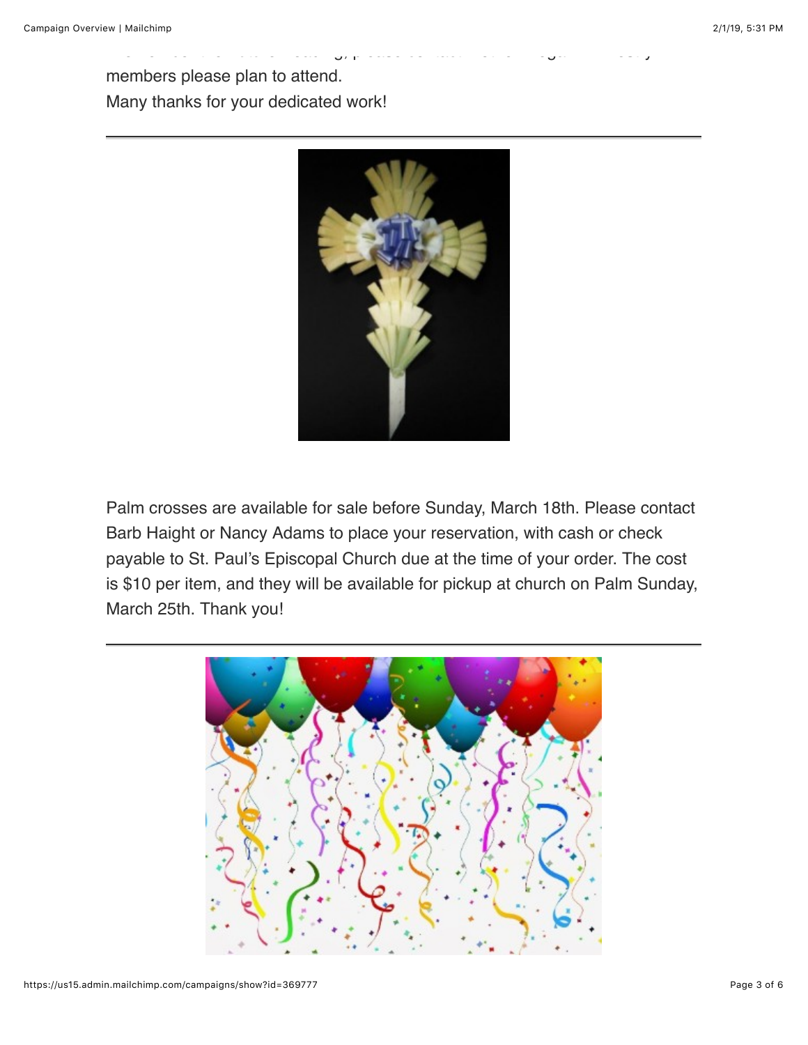members please plan to attend.

Many thanks for your dedicated work!

---

Palm crosses are available for sale before Sunday, March 18th. Please contact Barb Haight or Nancy Adams to place your reservation, with cash or check payable to St. Paul's Episcopal Church due at the time of your order. The cost is $10 per item, and they will be available for pickup at church on Palm Sunday, March 25th. Thank you!

---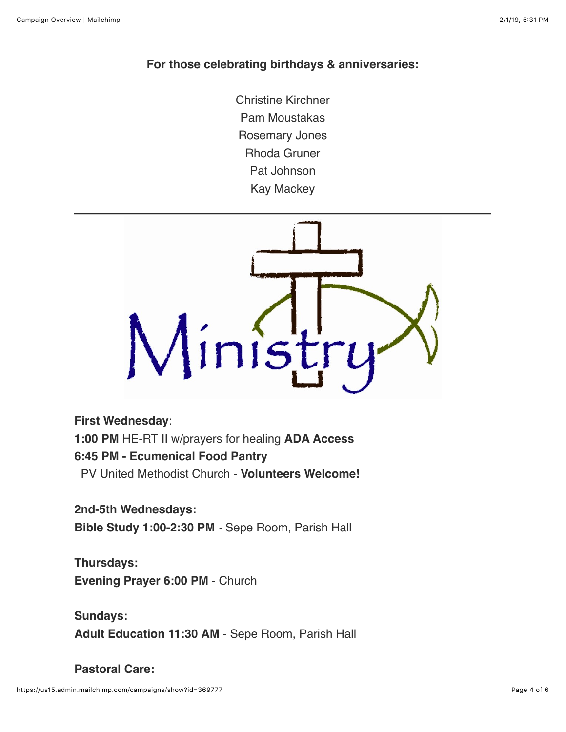**For those celebrating birthdays & anniversaries:**

Christine Kirchner
Pam Moustakas
Rosemary Jones
Rhoda Gruner
Pat Johnson
Kay Mackey

---

**First Wednesday**:
**1:00 PM** HE-RT II w/prayers for healing **ADA Access**
**6:45 PM - Ecumenical Food Pantry**
PV United Methodist Church - **Volunteers Welcome!**

**2nd-5th Wednesdays:**
**Bible Study 1:00-2:30 PM** - Sepe Room, Parish Hall

**Thursdays:**
**Evening Prayer 6:00 PM** - Church

**Sundays:**
**Adult Education 11:30 AM** - Sepe Room, Parish Hall

**Pastoral Care:**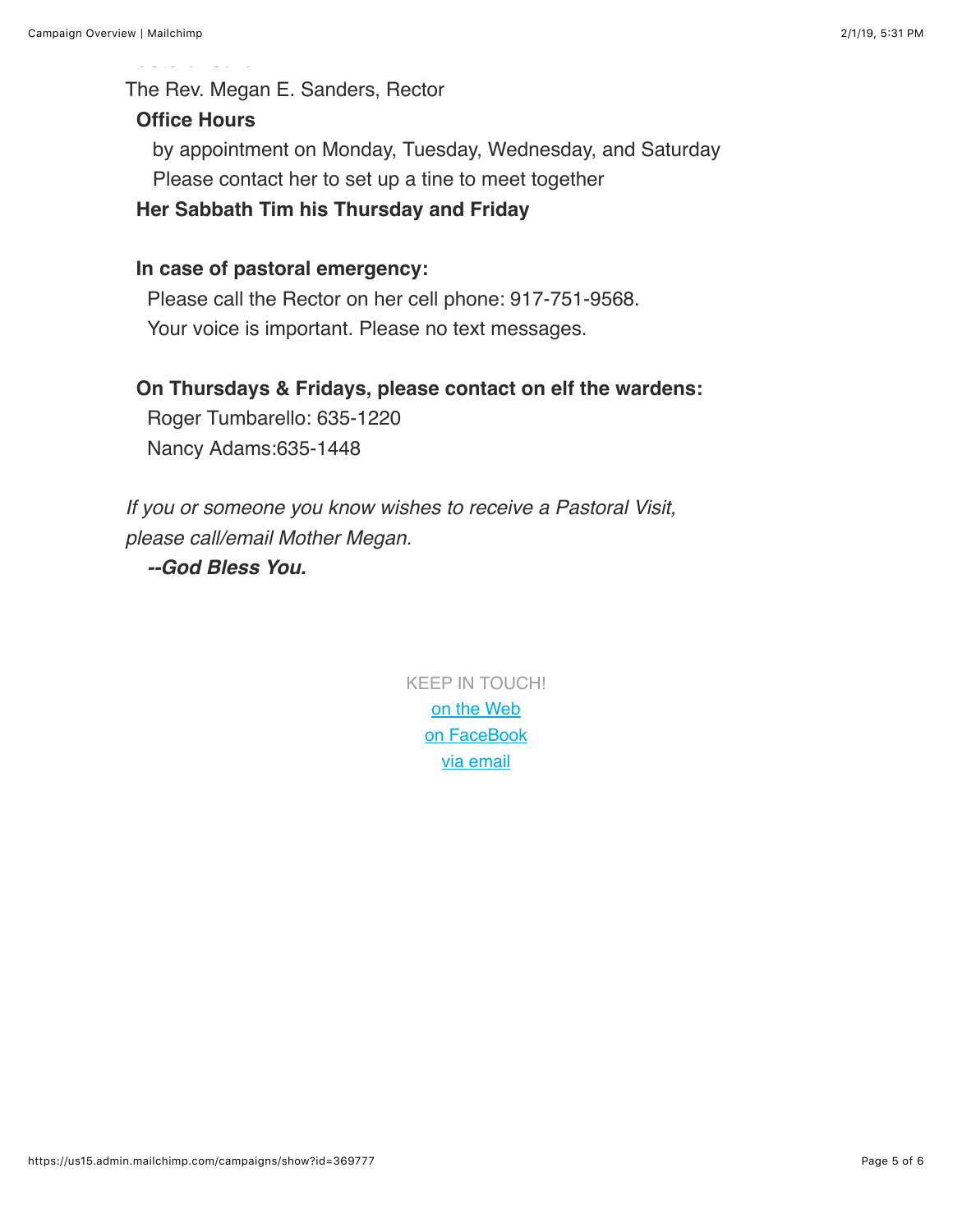The Rev. Megan E. Sanders, Rector

**Office Hours**

by appointment on Monday, Tuesday, Wednesday, and Saturday
Please contact her to set up a tine to meet together

**Her Sabbath Tim his Thursday and Friday**

**In case of pastoral emergency:**

Please call the Rector on her cell phone: 917-751-9568.
Your voice is important. Please no text messages.

**On Thursdays & Fridays, please contact on elf the wardens:**

Roger Tumbarello: 635-1220
Nancy Adams:635-1448

*If you or someone you know wishes to receive a Pastoral Visit, please call/email Mother Megan.*

***--God Bless You.***

KEEP IN TOUCH!
on the Web
on FaceBook
via email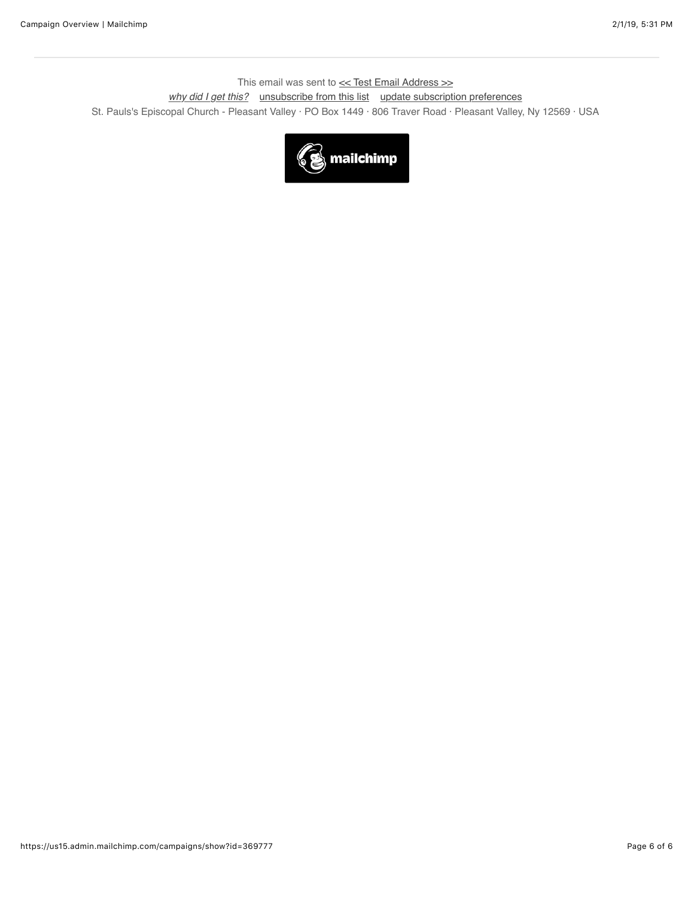---

This email was sent to << Test Email Address >>

*why did I get this?* unsubscribe from this list update subscription preferences

St. Pauls's Episcopal Church - Pleasant Valley · PO Box 1449 · 806 Traver Road · Pleasant Valley, Ny 12569 · USA